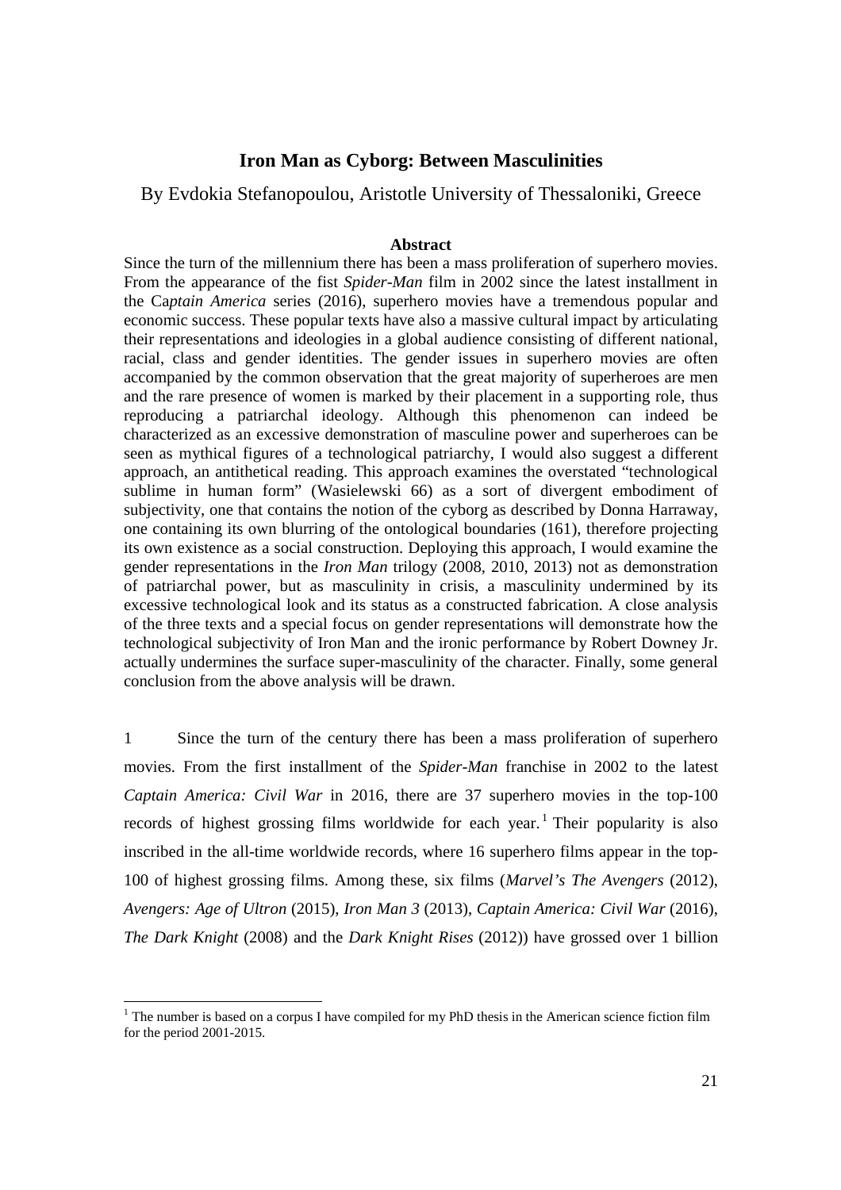# Iron Man as Cyborg: Between Masculinities

By Evdokia Stefanopoulou, Aristotle University of Thessaloniki, Greece

### Abstract

Since the turn of the millennium there has been a mass proliferation of superhero movies. From the appearance of the fist *Spider-Man* film in 2002 since the latest installment in the Ca*ptain America* series (2016), superhero movies have a tremendous popular and economic success. These popular texts have also a massive cultural impact by articulating their representations and ideologies in a global audience consisting of different national, racial, class and gender identities. The gender issues in superhero movies are often accompanied by the common observation that the great majority of superheroes are men and the rare presence of women is marked by their placement in a supporting role, thus reproducing a patriarchal ideology. Although this phenomenon can indeed be characterized as an excessive demonstration of masculine power and superheroes can be seen as mythical figures of a technological patriarchy, I would also suggest a different approach, an antithetical reading. This approach examines the overstated "technological sublime in human form" (Wasielewski 66) as a sort of divergent embodiment of subjectivity, one that contains the notion of the cyborg as described by Donna Harraway, one containing its own blurring of the ontological boundaries (161), therefore projecting its own existence as a social construction. Deploying this approach, I would examine the gender representations in the *Iron Man* trilogy (2008, 2010, 2013) not as demonstration of patriarchal power, but as masculinity in crisis, a masculinity undermined by its excessive technological look and its status as a constructed fabrication. A close analysis of the three texts and a special focus on gender representations will demonstrate how the technological subjectivity of Iron Man and the ironic performance by Robert Downey Jr. actually undermines the surface super-masculinity of the character. Finally, some general conclusion from the above analysis will be drawn.

1 Since the turn of the century there has been a mass proliferation of superhero movies. From the first installment of the *Spider-Man* franchise in 2002 to the latest *Captain America: Civil War* in 2016, there are 37 superhero movies in the top-100 records of highest grossing films worldwide for each year.[1] Their popularity is also inscribed in the all-time worldwide records, where 16 superhero films appear in the top-100 of highest grossing films. Among these, six films (*Marvel's The Avengers* (2012), *Avengers: Age of Ultron* (2015), *Iron Man 3* (2013), *Captain America: Civil War* (2016), *The Dark Knight* (2008) and the *Dark Knight Rises* (2012)) have grossed over 1 billion

[1] The number is based on a corpus I have compiled for my PhD thesis in the American science fiction film for the period 2001-2015.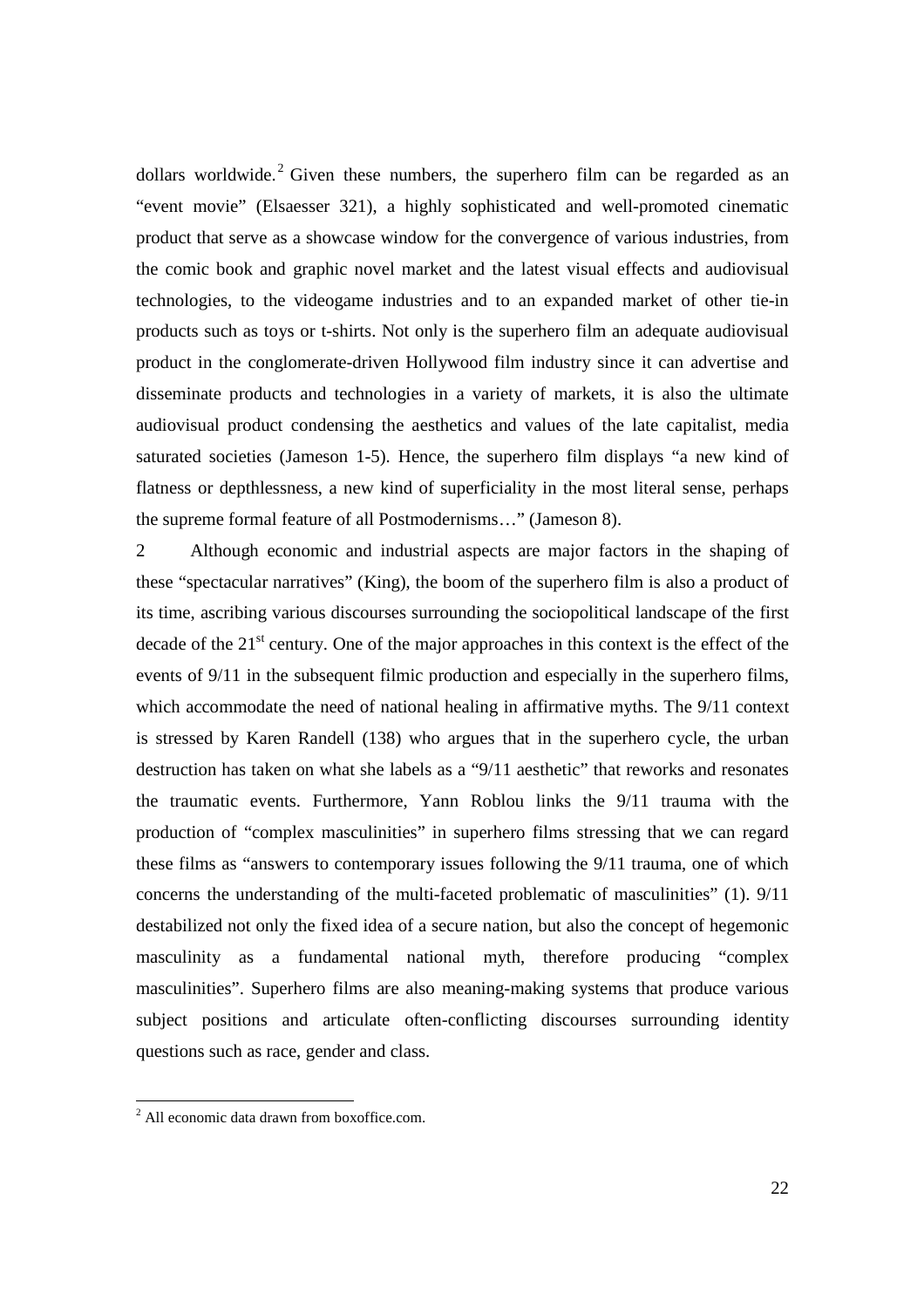dollars worldwide.[2] Given these numbers, the superhero film can be regarded as an "event movie" (Elsaesser 321), a highly sophisticated and well-promoted cinematic product that serve as a showcase window for the convergence of various industries, from the comic book and graphic novel market and the latest visual effects and audiovisual technologies, to the videogame industries and to an expanded market of other tie-in products such as toys or t-shirts. Not only is the superhero film an adequate audiovisual product in the conglomerate-driven Hollywood film industry since it can advertise and disseminate products and technologies in a variety of markets, it is also the ultimate audiovisual product condensing the aesthetics and values of the late capitalist, media saturated societies (Jameson 1-5). Hence, the superhero film displays "a new kind of flatness or depthlessness, a new kind of superficiality in the most literal sense, perhaps the supreme formal feature of all Postmodernisms…" (Jameson 8).

2 Although economic and industrial aspects are major factors in the shaping of these "spectacular narratives" (King), the boom of the superhero film is also a product of its time, ascribing various discourses surrounding the sociopolitical landscape of the first decade of the 21st century. One of the major approaches in this context is the effect of the events of 9/11 in the subsequent filmic production and especially in the superhero films, which accommodate the need of national healing in affirmative myths. The 9/11 context is stressed by Karen Randell (138) who argues that in the superhero cycle, the urban destruction has taken on what she labels as a "9/11 aesthetic" that reworks and resonates the traumatic events. Furthermore, Yann Roblou links the 9/11 trauma with the production of "complex masculinities" in superhero films stressing that we can regard these films as "answers to contemporary issues following the 9/11 trauma, one of which concerns the understanding of the multi-faceted problematic of masculinities" (1). 9/11 destabilized not only the fixed idea of a secure nation, but also the concept of hegemonic masculinity as a fundamental national myth, therefore producing "complex masculinities". Superhero films are also meaning-making systems that produce various subject positions and articulate often-conflicting discourses surrounding identity questions such as race, gender and class.

[2] All economic data drawn from boxoffice.com.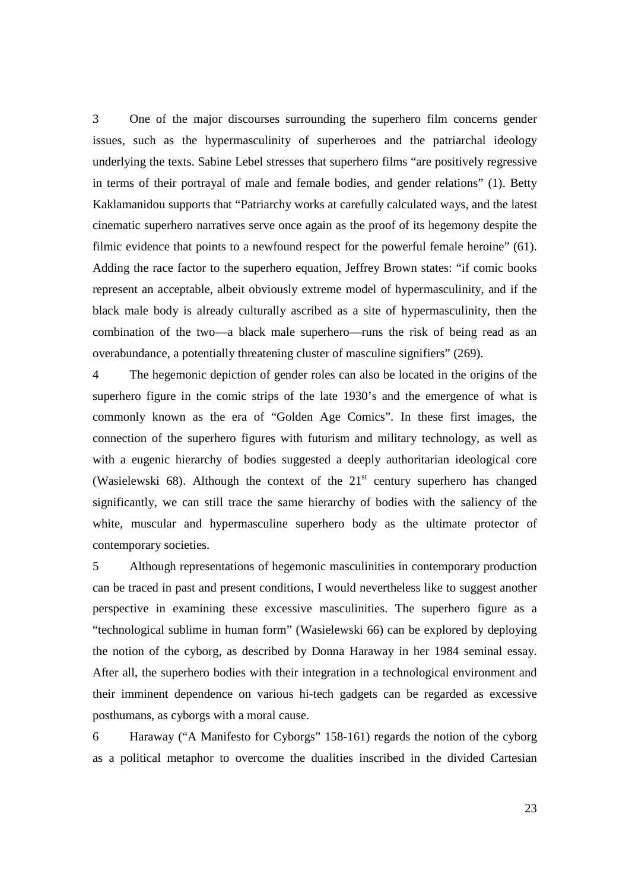3 One of the major discourses surrounding the superhero film concerns gender issues, such as the hypermasculinity of superheroes and the patriarchal ideology underlying the texts. Sabine Lebel stresses that superhero films "are positively regressive in terms of their portrayal of male and female bodies, and gender relations" (1). Betty Kaklamanidou supports that "Patriarchy works at carefully calculated ways, and the latest cinematic superhero narratives serve once again as the proof of its hegemony despite the filmic evidence that points to a newfound respect for the powerful female heroine" (61). Adding the race factor to the superhero equation, Jeffrey Brown states: "if comic books represent an acceptable, albeit obviously extreme model of hypermasculinity, and if the black male body is already culturally ascribed as a site of hypermasculinity, then the combination of the two—a black male superhero—runs the risk of being read as an overabundance, a potentially threatening cluster of masculine signifiers" (269).

4 The hegemonic depiction of gender roles can also be located in the origins of the superhero figure in the comic strips of the late 1930's and the emergence of what is commonly known as the era of "Golden Age Comics". In these first images, the connection of the superhero figures with futurism and military technology, as well as with a eugenic hierarchy of bodies suggested a deeply authoritarian ideological core (Wasielewski 68). Although the context of the 21st century superhero has changed significantly, we can still trace the same hierarchy of bodies with the saliency of the white, muscular and hypermasculine superhero body as the ultimate protector of contemporary societies.

5 Although representations of hegemonic masculinities in contemporary production can be traced in past and present conditions, I would nevertheless like to suggest another perspective in examining these excessive masculinities. The superhero figure as a "technological sublime in human form" (Wasielewski 66) can be explored by deploying the notion of the cyborg, as described by Donna Haraway in her 1984 seminal essay. After all, the superhero bodies with their integration in a technological environment and their imminent dependence on various hi-tech gadgets can be regarded as excessive posthumans, as cyborgs with a moral cause.

6 Haraway ("A Manifesto for Cyborgs" 158-161) regards the notion of the cyborg as a political metaphor to overcome the dualities inscribed in the divided Cartesian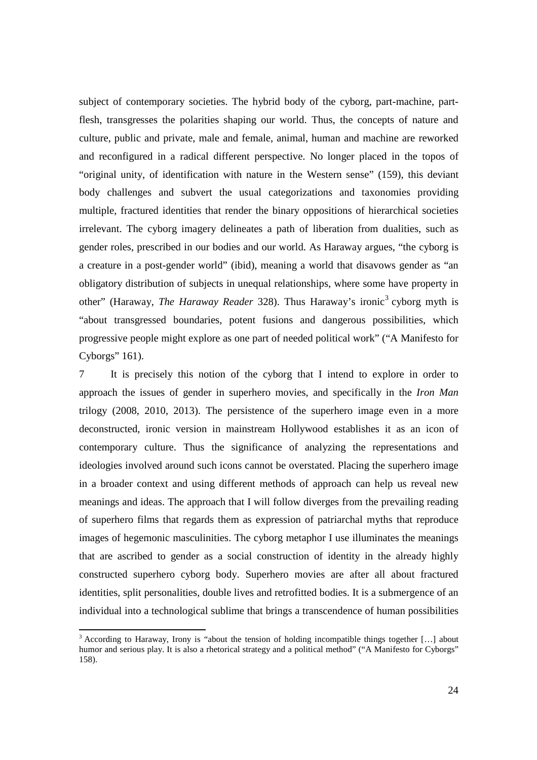subject of contemporary societies. The hybrid body of the cyborg, part-machine, part-flesh, transgresses the polarities shaping our world. Thus, the concepts of nature and culture, public and private, male and female, animal, human and machine are reworked and reconfigured in a radical different perspective. No longer placed in the topos of "original unity, of identification with nature in the Western sense" (159), this deviant body challenges and subvert the usual categorizations and taxonomies providing multiple, fractured identities that render the binary oppositions of hierarchical societies irrelevant. The cyborg imagery delineates a path of liberation from dualities, such as gender roles, prescribed in our bodies and our world. As Haraway argues, "the cyborg is a creature in a post-gender world" (ibid), meaning a world that disavows gender as "an obligatory distribution of subjects in unequal relationships, where some have property in other" (Haraway, *The Haraway Reader* 328). Thus Haraway's ironic[3] cyborg myth is "about transgressed boundaries, potent fusions and dangerous possibilities, which progressive people might explore as one part of needed political work" ("A Manifesto for Cyborgs" 161).

7 It is precisely this notion of the cyborg that I intend to explore in order to approach the issues of gender in superhero movies, and specifically in the *Iron Man* trilogy (2008, 2010, 2013). The persistence of the superhero image even in a more deconstructed, ironic version in mainstream Hollywood establishes it as an icon of contemporary culture. Thus the significance of analyzing the representations and ideologies involved around such icons cannot be overstated. Placing the superhero image in a broader context and using different methods of approach can help us reveal new meanings and ideas. The approach that I will follow diverges from the prevailing reading of superhero films that regards them as expression of patriarchal myths that reproduce images of hegemonic masculinities. The cyborg metaphor I use illuminates the meanings that are ascribed to gender as a social construction of identity in the already highly constructed superhero cyborg body. Superhero movies are after all about fractured identities, split personalities, double lives and retrofitted bodies. It is a submergence of an individual into a technological sublime that brings a transcendence of human possibilities

[3] According to Haraway, Irony is "about the tension of holding incompatible things together […] about humor and serious play. It is also a rhetorical strategy and a political method" ("A Manifesto for Cyborgs" 158).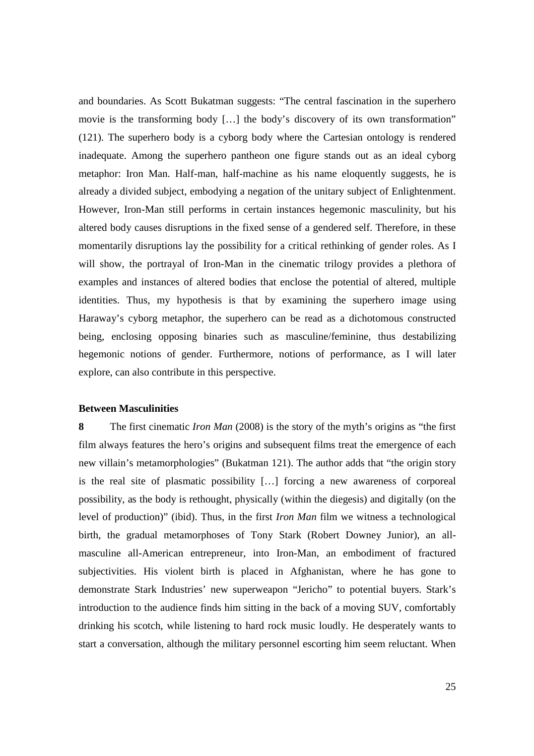and boundaries. As Scott Bukatman suggests: "The central fascination in the superhero movie is the transforming body […] the body's discovery of its own transformation" (121). The superhero body is a cyborg body where the Cartesian ontology is rendered inadequate. Among the superhero pantheon one figure stands out as an ideal cyborg metaphor: Iron Man. Half-man, half-machine as his name eloquently suggests, he is already a divided subject, embodying a negation of the unitary subject of Enlightenment. However, Iron-Man still performs in certain instances hegemonic masculinity, but his altered body causes disruptions in the fixed sense of a gendered self. Therefore, in these momentarily disruptions lay the possibility for a critical rethinking of gender roles. As I will show, the portrayal of Iron-Man in the cinematic trilogy provides a plethora of examples and instances of altered bodies that enclose the potential of altered, multiple identities. Thus, my hypothesis is that by examining the superhero image using Haraway's cyborg metaphor, the superhero can be read as a dichotomous constructed being, enclosing opposing binaries such as masculine/feminine, thus destabilizing hegemonic notions of gender. Furthermore, notions of performance, as I will later explore, can also contribute in this perspective.

**Between Masculinities**

**8** The first cinematic *Iron Man* (2008) is the story of the myth's origins as "the first film always features the hero's origins and subsequent films treat the emergence of each new villain's metamorphologies" (Bukatman 121). The author adds that "the origin story is the real site of plasmatic possibility […] forcing a new awareness of corporeal possibility, as the body is rethought, physically (within the diegesis) and digitally (on the level of production)" (ibid). Thus, in the first *Iron Man* film we witness a technological birth, the gradual metamorphoses of Tony Stark (Robert Downey Junior), an all-masculine all-American entrepreneur, into Iron-Man, an embodiment of fractured subjectivities. His violent birth is placed in Afghanistan, where he has gone to demonstrate Stark Industries' new superweapon "Jericho" to potential buyers. Stark's introduction to the audience finds him sitting in the back of a moving SUV, comfortably drinking his scotch, while listening to hard rock music loudly. He desperately wants to start a conversation, although the military personnel escorting him seem reluctant. When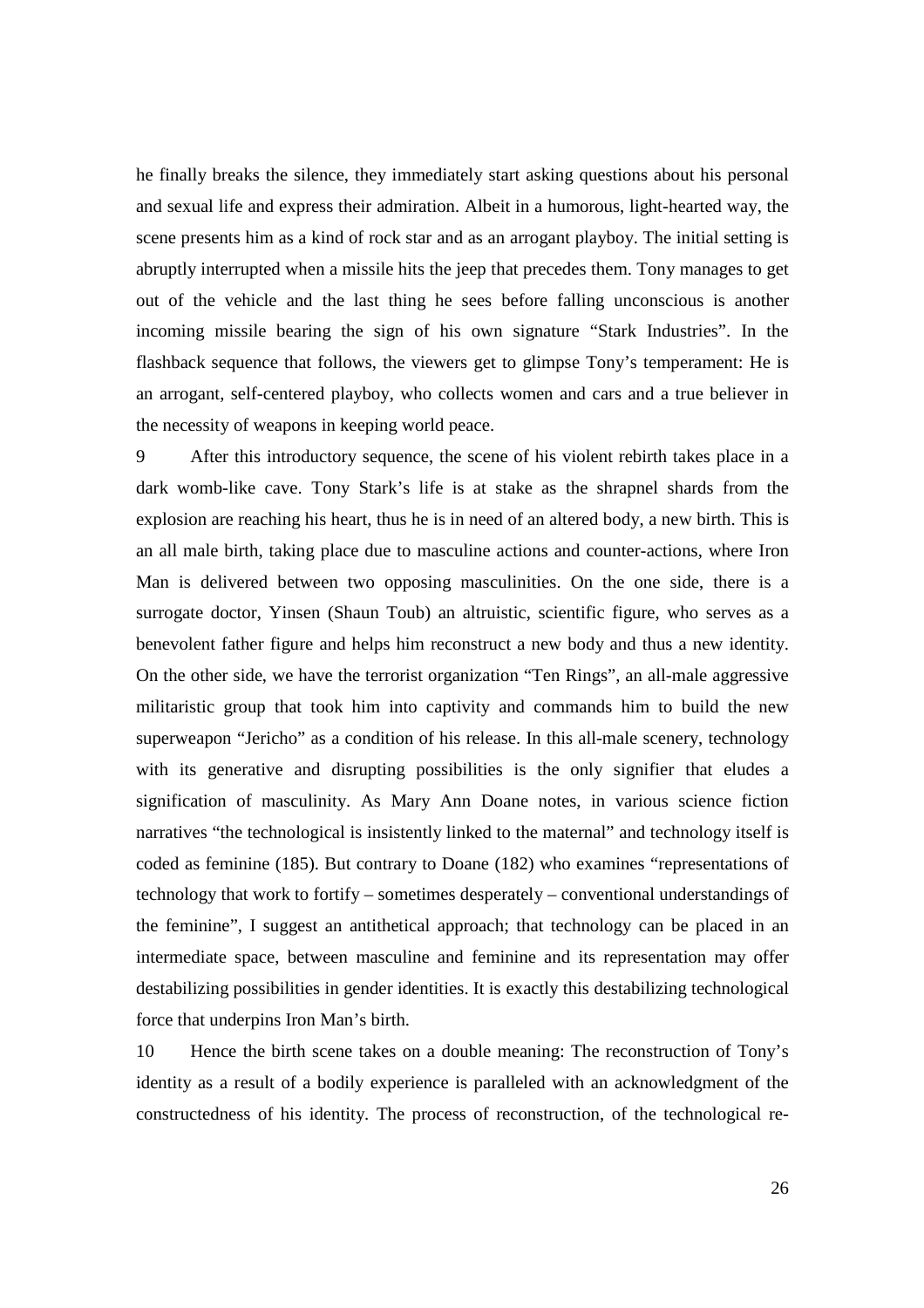he finally breaks the silence, they immediately start asking questions about his personal and sexual life and express their admiration. Albeit in a humorous, light-hearted way, the scene presents him as a kind of rock star and as an arrogant playboy. The initial setting is abruptly interrupted when a missile hits the jeep that precedes them. Tony manages to get out of the vehicle and the last thing he sees before falling unconscious is another incoming missile bearing the sign of his own signature "Stark Industries". In the flashback sequence that follows, the viewers get to glimpse Tony's temperament: He is an arrogant, self-centered playboy, who collects women and cars and a true believer in the necessity of weapons in keeping world peace.

9 After this introductory sequence, the scene of his violent rebirth takes place in a dark womb-like cave. Tony Stark's life is at stake as the shrapnel shards from the explosion are reaching his heart, thus he is in need of an altered body, a new birth. This is an all male birth, taking place due to masculine actions and counter-actions, where Iron Man is delivered between two opposing masculinities. On the one side, there is a surrogate doctor, Yinsen (Shaun Toub) an altruistic, scientific figure, who serves as a benevolent father figure and helps him reconstruct a new body and thus a new identity. On the other side, we have the terrorist organization "Ten Rings", an all-male aggressive militaristic group that took him into captivity and commands him to build the new superweapon "Jericho" as a condition of his release. In this all-male scenery, technology with its generative and disrupting possibilities is the only signifier that eludes a signification of masculinity. As Mary Ann Doane notes, in various science fiction narratives "the technological is insistently linked to the maternal" and technology itself is coded as feminine (185). But contrary to Doane (182) who examines "representations of technology that work to fortify – sometimes desperately – conventional understandings of the feminine", I suggest an antithetical approach; that technology can be placed in an intermediate space, between masculine and feminine and its representation may offer destabilizing possibilities in gender identities. It is exactly this destabilizing technological force that underpins Iron Man's birth.

10 Hence the birth scene takes on a double meaning: The reconstruction of Tony's identity as a result of a bodily experience is paralleled with an acknowledgment of the constructedness of his identity. The process of reconstruction, of the technological re-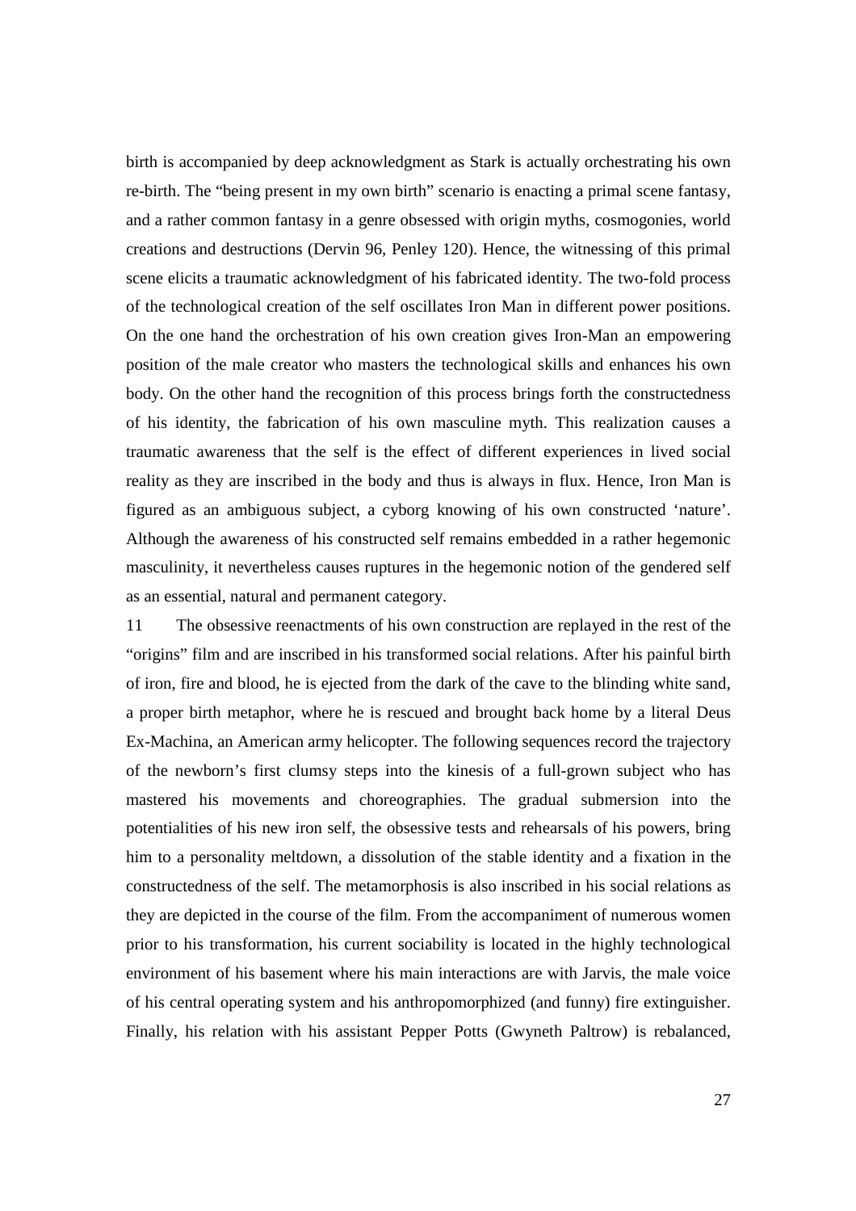birth is accompanied by deep acknowledgment as Stark is actually orchestrating his own re-birth. The "being present in my own birth" scenario is enacting a primal scene fantasy, and a rather common fantasy in a genre obsessed with origin myths, cosmogonies, world creations and destructions (Dervin 96, Penley 120). Hence, the witnessing of this primal scene elicits a traumatic acknowledgment of his fabricated identity. The two-fold process of the technological creation of the self oscillates Iron Man in different power positions. On the one hand the orchestration of his own creation gives Iron-Man an empowering position of the male creator who masters the technological skills and enhances his own body. On the other hand the recognition of this process brings forth the constructedness of his identity, the fabrication of his own masculine myth. This realization causes a traumatic awareness that the self is the effect of different experiences in lived social reality as they are inscribed in the body and thus is always in flux. Hence, Iron Man is figured as an ambiguous subject, a cyborg knowing of his own constructed 'nature'. Although the awareness of his constructed self remains embedded in a rather hegemonic masculinity, it nevertheless causes ruptures in the hegemonic notion of the gendered self as an essential, natural and permanent category.

11 The obsessive reenactments of his own construction are replayed in the rest of the "origins" film and are inscribed in his transformed social relations. After his painful birth of iron, fire and blood, he is ejected from the dark of the cave to the blinding white sand, a proper birth metaphor, where he is rescued and brought back home by a literal Deus Ex-Machina, an American army helicopter. The following sequences record the trajectory of the newborn's first clumsy steps into the kinesis of a full-grown subject who has mastered his movements and choreographies. The gradual submersion into the potentialities of his new iron self, the obsessive tests and rehearsals of his powers, bring him to a personality meltdown, a dissolution of the stable identity and a fixation in the constructedness of the self. The metamorphosis is also inscribed in his social relations as they are depicted in the course of the film. From the accompaniment of numerous women prior to his transformation, his current sociability is located in the highly technological environment of his basement where his main interactions are with Jarvis, the male voice of his central operating system and his anthropomorphized (and funny) fire extinguisher. Finally, his relation with his assistant Pepper Potts (Gwyneth Paltrow) is rebalanced,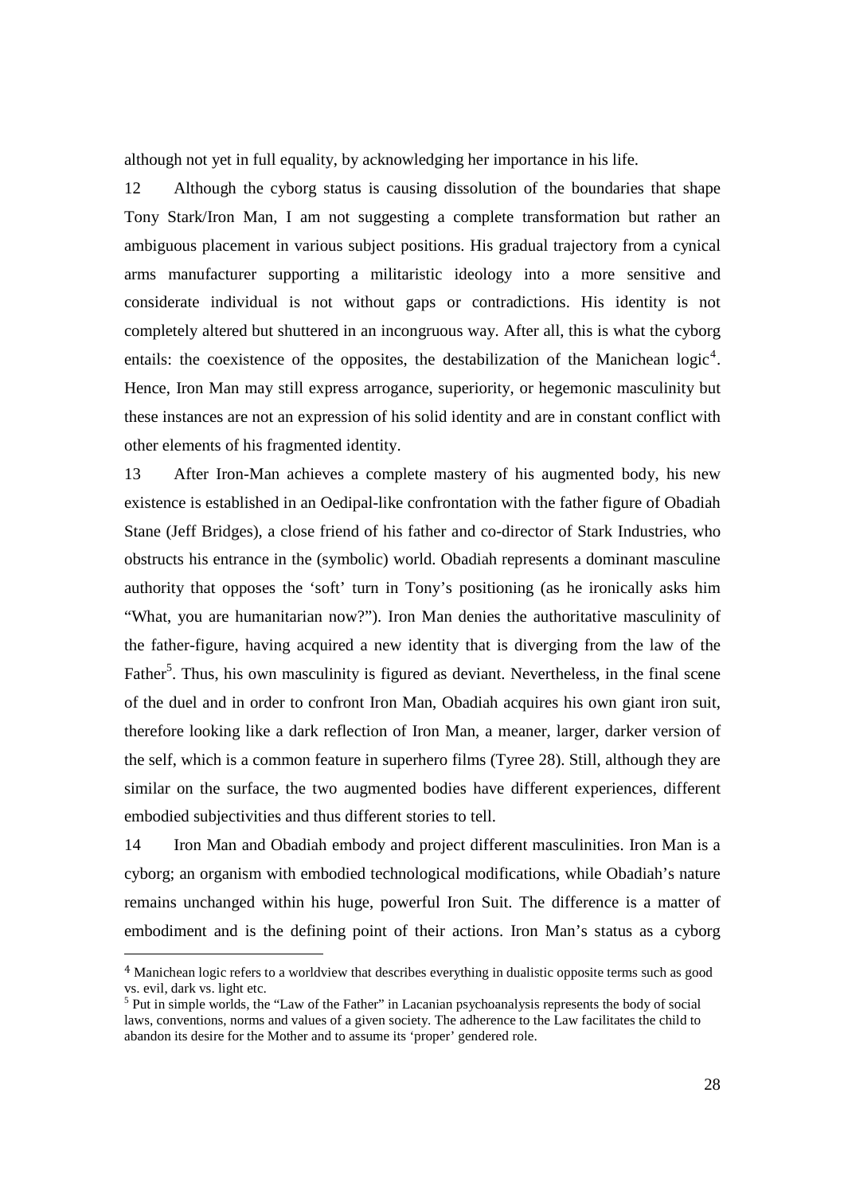although not yet in full equality, by acknowledging her importance in his life.

12 Although the cyborg status is causing dissolution of the boundaries that shape Tony Stark/Iron Man, I am not suggesting a complete transformation but rather an ambiguous placement in various subject positions. His gradual trajectory from a cynical arms manufacturer supporting a militaristic ideology into a more sensitive and considerate individual is not without gaps or contradictions. His identity is not completely altered but shuttered in an incongruous way. After all, this is what the cyborg entails: the coexistence of the opposites, the destabilization of the Manichean logic[4]. Hence, Iron Man may still express arrogance, superiority, or hegemonic masculinity but these instances are not an expression of his solid identity and are in constant conflict with other elements of his fragmented identity.

13 After Iron-Man achieves a complete mastery of his augmented body, his new existence is established in an Oedipal-like confrontation with the father figure of Obadiah Stane (Jeff Bridges), a close friend of his father and co-director of Stark Industries, who obstructs his entrance in the (symbolic) world. Obadiah represents a dominant masculine authority that opposes the 'soft' turn in Tony's positioning (as he ironically asks him "What, you are humanitarian now?"). Iron Man denies the authoritative masculinity of the father-figure, having acquired a new identity that is diverging from the law of the Father[5]. Thus, his own masculinity is figured as deviant. Nevertheless, in the final scene of the duel and in order to confront Iron Man, Obadiah acquires his own giant iron suit, therefore looking like a dark reflection of Iron Man, a meaner, larger, darker version of the self, which is a common feature in superhero films (Tyree 28). Still, although they are similar on the surface, the two augmented bodies have different experiences, different embodied subjectivities and thus different stories to tell.

14 Iron Man and Obadiah embody and project different masculinities. Iron Man is a cyborg; an organism with embodied technological modifications, while Obadiah's nature remains unchanged within his huge, powerful Iron Suit. The difference is a matter of embodiment and is the defining point of their actions. Iron Man's status as a cyborg

---

[4] Manichean logic refers to a worldview that describes everything in dualistic opposite terms such as good vs. evil, dark vs. light etc.

[5] Put in simple worlds, the "Law of the Father" in Lacanian psychoanalysis represents the body of social laws, conventions, norms and values of a given society. The adherence to the Law facilitates the child to abandon its desire for the Mother and to assume its 'proper' gendered role.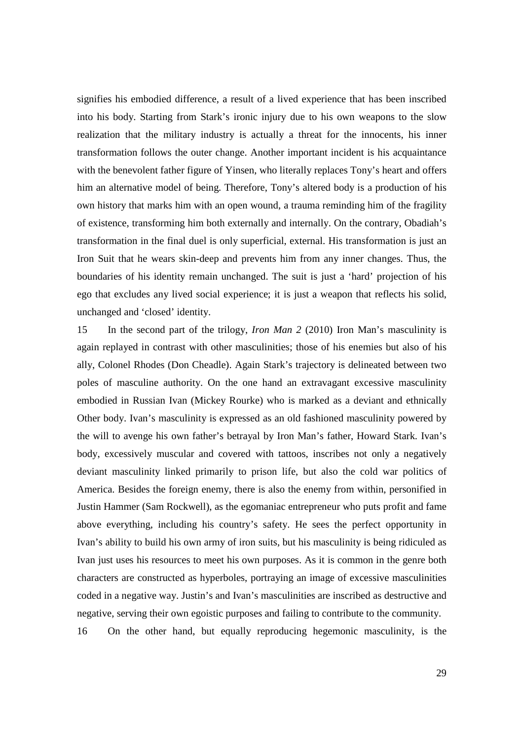signifies his embodied difference, a result of a lived experience that has been inscribed into his body. Starting from Stark's ironic injury due to his own weapons to the slow realization that the military industry is actually a threat for the innocents, his inner transformation follows the outer change. Another important incident is his acquaintance with the benevolent father figure of Yinsen, who literally replaces Tony's heart and offers him an alternative model of being. Therefore, Tony's altered body is a production of his own history that marks him with an open wound, a trauma reminding him of the fragility of existence, transforming him both externally and internally. On the contrary, Obadiah's transformation in the final duel is only superficial, external. His transformation is just an Iron Suit that he wears skin-deep and prevents him from any inner changes. Thus, the boundaries of his identity remain unchanged. The suit is just a 'hard' projection of his ego that excludes any lived social experience; it is just a weapon that reflects his solid, unchanged and 'closed' identity.

15 In the second part of the trilogy, *Iron Man 2* (2010) Iron Man's masculinity is again replayed in contrast with other masculinities; those of his enemies but also of his ally, Colonel Rhodes (Don Cheadle). Again Stark's trajectory is delineated between two poles of masculine authority. On the one hand an extravagant excessive masculinity embodied in Russian Ivan (Mickey Rourke) who is marked as a deviant and ethnically Other body. Ivan's masculinity is expressed as an old fashioned masculinity powered by the will to avenge his own father's betrayal by Iron Man's father, Howard Stark. Ivan's body, excessively muscular and covered with tattoos, inscribes not only a negatively deviant masculinity linked primarily to prison life, but also the cold war politics of America. Besides the foreign enemy, there is also the enemy from within, personified in Justin Hammer (Sam Rockwell), as the egomaniac entrepreneur who puts profit and fame above everything, including his country's safety. He sees the perfect opportunity in Ivan's ability to build his own army of iron suits, but his masculinity is being ridiculed as Ivan just uses his resources to meet his own purposes. As it is common in the genre both characters are constructed as hyperboles, portraying an image of excessive masculinities coded in a negative way. Justin's and Ivan's masculinities are inscribed as destructive and negative, serving their own egoistic purposes and failing to contribute to the community.

16 On the other hand, but equally reproducing hegemonic masculinity, is the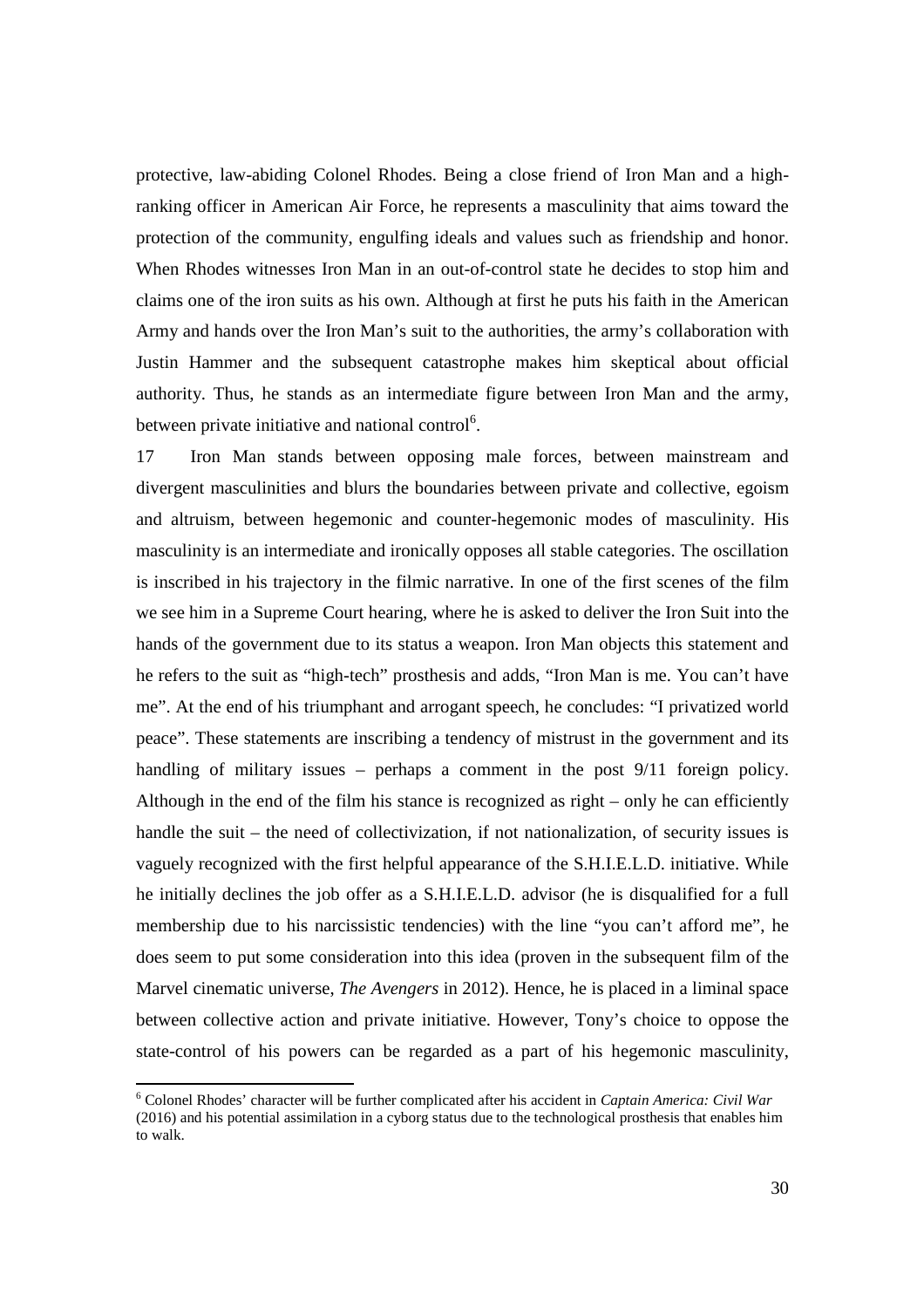protective, law-abiding Colonel Rhodes. Being a close friend of Iron Man and a high-ranking officer in American Air Force, he represents a masculinity that aims toward the protection of the community, engulfing ideals and values such as friendship and honor. When Rhodes witnesses Iron Man in an out-of-control state he decides to stop him and claims one of the iron suits as his own. Although at first he puts his faith in the American Army and hands over the Iron Man's suit to the authorities, the army's collaboration with Justin Hammer and the subsequent catastrophe makes him skeptical about official authority. Thus, he stands as an intermediate figure between Iron Man and the army, between private initiative and national control[6].

17 Iron Man stands between opposing male forces, between mainstream and divergent masculinities and blurs the boundaries between private and collective, egoism and altruism, between hegemonic and counter-hegemonic modes of masculinity. His masculinity is an intermediate and ironically opposes all stable categories. The oscillation is inscribed in his trajectory in the filmic narrative. In one of the first scenes of the film we see him in a Supreme Court hearing, where he is asked to deliver the Iron Suit into the hands of the government due to its status a weapon. Iron Man objects this statement and he refers to the suit as "high-tech" prosthesis and adds, "Iron Man is me. You can't have me". At the end of his triumphant and arrogant speech, he concludes: "I privatized world peace". These statements are inscribing a tendency of mistrust in the government and its handling of military issues – perhaps a comment in the post 9/11 foreign policy. Although in the end of the film his stance is recognized as right – only he can efficiently handle the suit – the need of collectivization, if not nationalization, of security issues is vaguely recognized with the first helpful appearance of the S.H.I.E.L.D. initiative. While he initially declines the job offer as a S.H.I.E.L.D. advisor (he is disqualified for a full membership due to his narcissistic tendencies) with the line "you can't afford me", he does seem to put some consideration into this idea (proven in the subsequent film of the Marvel cinematic universe, *The Avengers* in 2012). Hence, he is placed in a liminal space between collective action and private initiative. However, Tony's choice to oppose the state-control of his powers can be regarded as a part of his hegemonic masculinity,

---

[6] Colonel Rhodes' character will be further complicated after his accident in *Captain America: Civil War* (2016) and his potential assimilation in a cyborg status due to the technological prosthesis that enables him to walk.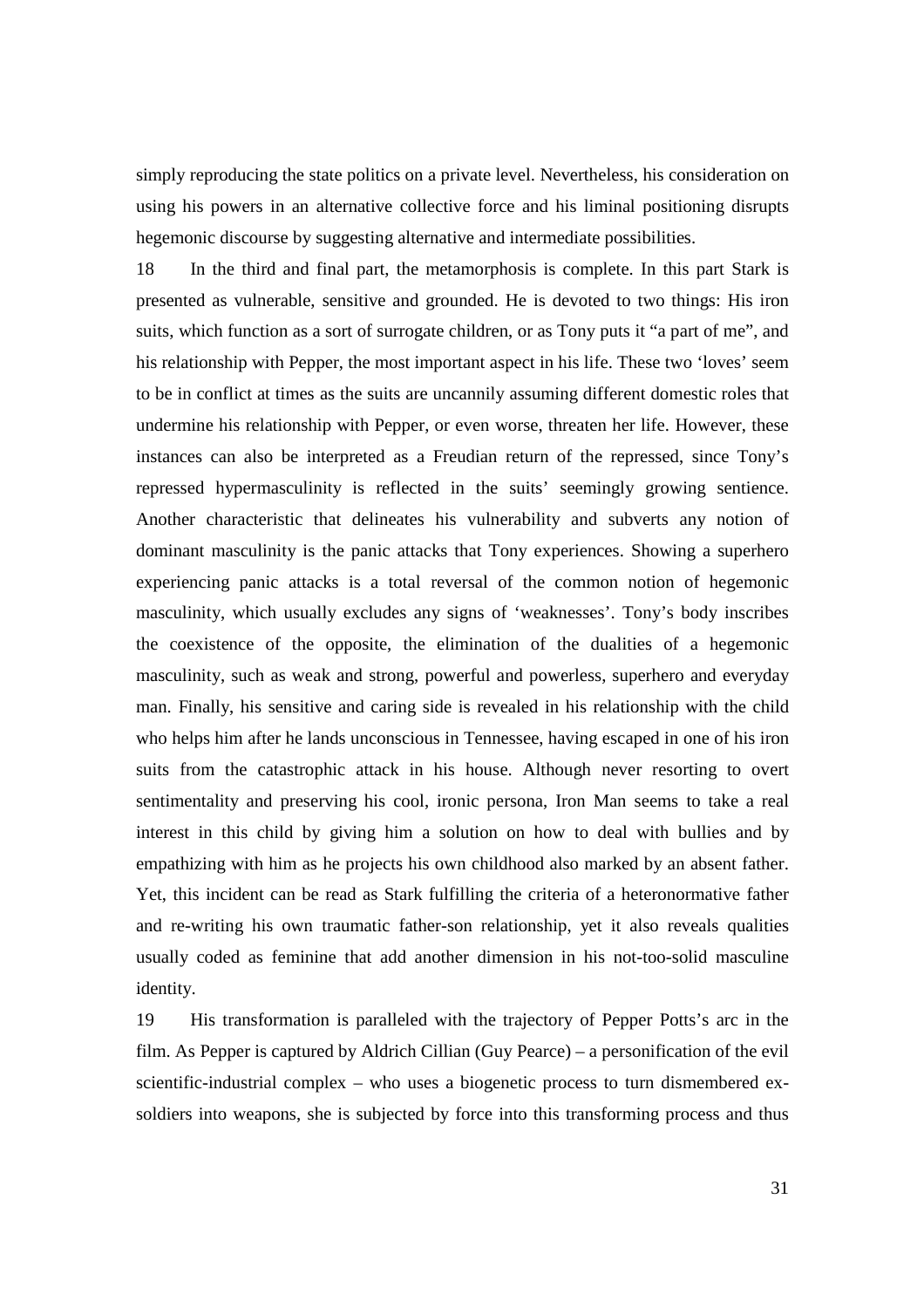simply reproducing the state politics on a private level. Nevertheless, his consideration on using his powers in an alternative collective force and his liminal positioning disrupts hegemonic discourse by suggesting alternative and intermediate possibilities.

18 In the third and final part, the metamorphosis is complete. In this part Stark is presented as vulnerable, sensitive and grounded. He is devoted to two things: His iron suits, which function as a sort of surrogate children, or as Tony puts it "a part of me", and his relationship with Pepper, the most important aspect in his life. These two 'loves' seem to be in conflict at times as the suits are uncannily assuming different domestic roles that undermine his relationship with Pepper, or even worse, threaten her life. However, these instances can also be interpreted as a Freudian return of the repressed, since Tony's repressed hypermasculinity is reflected in the suits' seemingly growing sentience. Another characteristic that delineates his vulnerability and subverts any notion of dominant masculinity is the panic attacks that Tony experiences. Showing a superhero experiencing panic attacks is a total reversal of the common notion of hegemonic masculinity, which usually excludes any signs of 'weaknesses'. Tony's body inscribes the coexistence of the opposite, the elimination of the dualities of a hegemonic masculinity, such as weak and strong, powerful and powerless, superhero and everyday man. Finally, his sensitive and caring side is revealed in his relationship with the child who helps him after he lands unconscious in Tennessee, having escaped in one of his iron suits from the catastrophic attack in his house. Although never resorting to overt sentimentality and preserving his cool, ironic persona, Iron Man seems to take a real interest in this child by giving him a solution on how to deal with bullies and by empathizing with him as he projects his own childhood also marked by an absent father. Yet, this incident can be read as Stark fulfilling the criteria of a heteronormative father and re-writing his own traumatic father-son relationship, yet it also reveals qualities usually coded as feminine that add another dimension in his not-too-solid masculine identity.

19 His transformation is paralleled with the trajectory of Pepper Potts's arc in the film. As Pepper is captured by Aldrich Cillian (Guy Pearce) – a personification of the evil scientific-industrial complex – who uses a biogenetic process to turn dismembered ex-soldiers into weapons, she is subjected by force into this transforming process and thus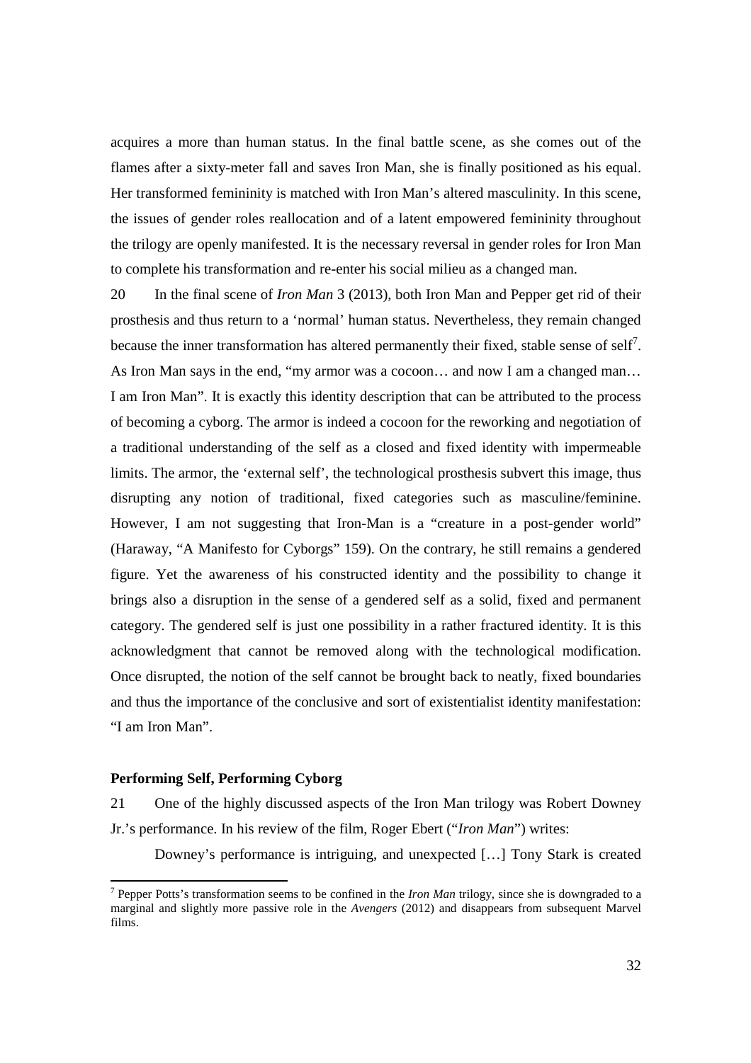acquires a more than human status. In the final battle scene, as she comes out of the flames after a sixty-meter fall and saves Iron Man, she is finally positioned as his equal. Her transformed femininity is matched with Iron Man's altered masculinity. In this scene, the issues of gender roles reallocation and of a latent empowered femininity throughout the trilogy are openly manifested. It is the necessary reversal in gender roles for Iron Man to complete his transformation and re-enter his social milieu as a changed man.

20 In the final scene of *Iron Man* 3 (2013), both Iron Man and Pepper get rid of their prosthesis and thus return to a 'normal' human status. Nevertheless, they remain changed because the inner transformation has altered permanently their fixed, stable sense of self[7]. As Iron Man says in the end, "my armor was a cocoon… and now I am a changed man… I am Iron Man". It is exactly this identity description that can be attributed to the process of becoming a cyborg. The armor is indeed a cocoon for the reworking and negotiation of a traditional understanding of the self as a closed and fixed identity with impermeable limits. The armor, the 'external self', the technological prosthesis subvert this image, thus disrupting any notion of traditional, fixed categories such as masculine/feminine. However, I am not suggesting that Iron-Man is a "creature in a post-gender world" (Haraway, "A Manifesto for Cyborgs" 159). On the contrary, he still remains a gendered figure. Yet the awareness of his constructed identity and the possibility to change it brings also a disruption in the sense of a gendered self as a solid, fixed and permanent category. The gendered self is just one possibility in a rather fractured identity. It is this acknowledgment that cannot be removed along with the technological modification. Once disrupted, the notion of the self cannot be brought back to neatly, fixed boundaries and thus the importance of the conclusive and sort of existentialist identity manifestation: "I am Iron Man".

### Performing Self, Performing Cyborg

21 One of the highly discussed aspects of the Iron Man trilogy was Robert Downey Jr.'s performance. In his review of the film, Roger Ebert ("*Iron Man*") writes:

> Downey's performance is intriguing, and unexpected […] Tony Stark is created

[7] Pepper Potts's transformation seems to be confined in the *Iron Man* trilogy, since she is downgraded to a marginal and slightly more passive role in the *Avengers* (2012) and disappears from subsequent Marvel films.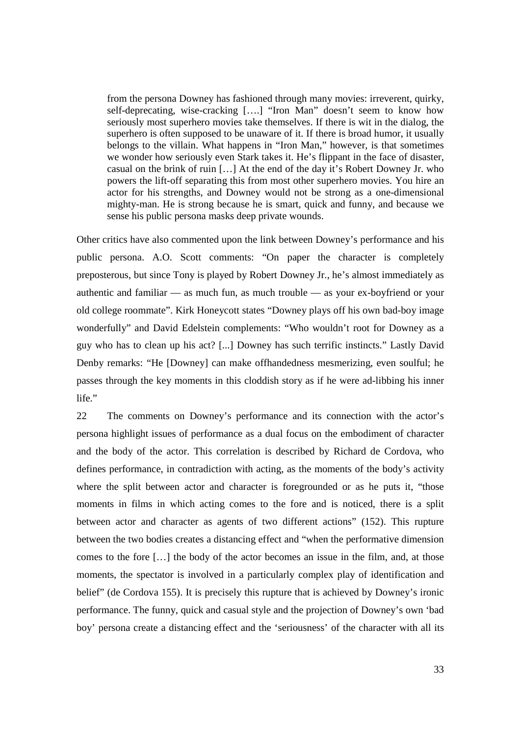> from the persona Downey has fashioned through many movies: irreverent, quirky, self-deprecating, wise-cracking [….] "Iron Man" doesn't seem to know how seriously most superhero movies take themselves. If there is wit in the dialog, the superhero is often supposed to be unaware of it. If there is broad humor, it usually belongs to the villain. What happens in "Iron Man," however, is that sometimes we wonder how seriously even Stark takes it. He's flippant in the face of disaster, casual on the brink of ruin […] At the end of the day it's Robert Downey Jr. who powers the lift-off separating this from most other superhero movies. You hire an actor for his strengths, and Downey would not be strong as a one-dimensional mighty-man. He is strong because he is smart, quick and funny, and because we sense his public persona masks deep private wounds.

Other critics have also commented upon the link between Downey's performance and his public persona. A.O. Scott comments: "On paper the character is completely preposterous, but since Tony is played by Robert Downey Jr., he's almost immediately as authentic and familiar — as much fun, as much trouble — as your ex-boyfriend or your old college roommate". Kirk Honeycott states "Downey plays off his own bad-boy image wonderfully" and David Edelstein complements: "Who wouldn't root for Downey as a guy who has to clean up his act? [...] Downey has such terrific instincts." Lastly David Denby remarks: "He [Downey] can make offhandedness mesmerizing, even soulful; he passes through the key moments in this cloddish story as if he were ad-libbing his inner life."

22 The comments on Downey's performance and its connection with the actor's persona highlight issues of performance as a dual focus on the embodiment of character and the body of the actor. This correlation is described by Richard de Cordova, who defines performance, in contradiction with acting, as the moments of the body's activity where the split between actor and character is foregrounded or as he puts it, "those moments in films in which acting comes to the fore and is noticed, there is a split between actor and character as agents of two different actions" (152). This rupture between the two bodies creates a distancing effect and "when the performative dimension comes to the fore […] the body of the actor becomes an issue in the film, and, at those moments, the spectator is involved in a particularly complex play of identification and belief" (de Cordova 155). It is precisely this rupture that is achieved by Downey's ironic performance. The funny, quick and casual style and the projection of Downey's own 'bad boy' persona create a distancing effect and the 'seriousness' of the character with all its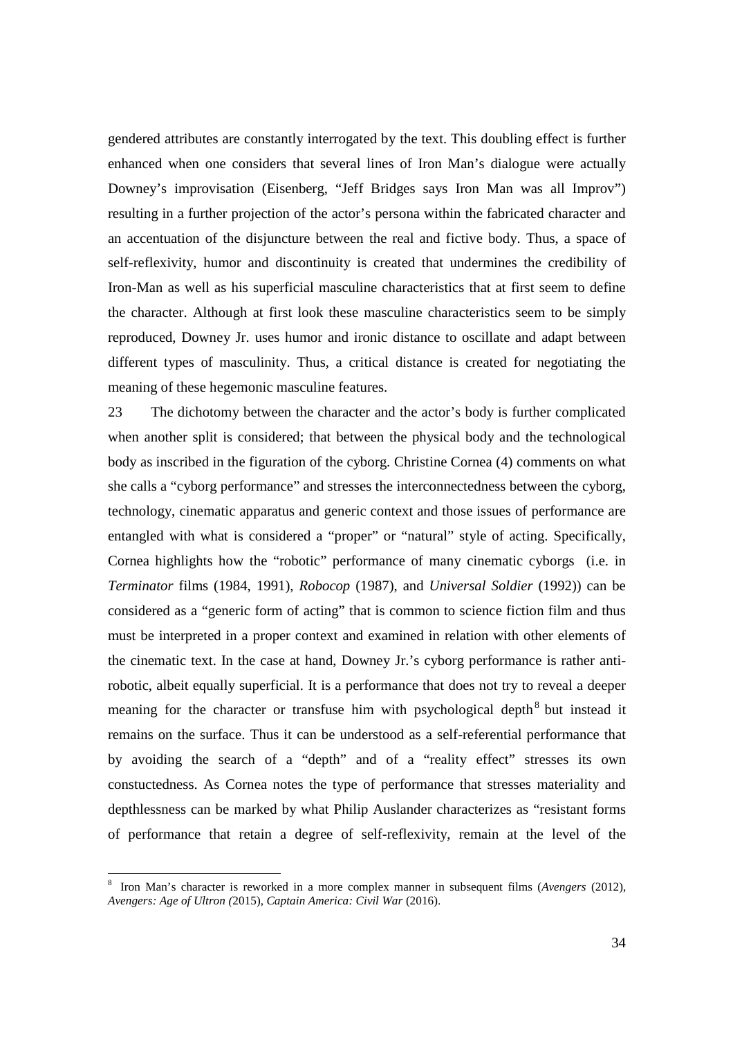gendered attributes are constantly interrogated by the text. This doubling effect is further enhanced when one considers that several lines of Iron Man's dialogue were actually Downey's improvisation (Eisenberg, "Jeff Bridges says Iron Man was all Improv") resulting in a further projection of the actor's persona within the fabricated character and an accentuation of the disjuncture between the real and fictive body. Thus, a space of self-reflexivity, humor and discontinuity is created that undermines the credibility of Iron-Man as well as his superficial masculine characteristics that at first seem to define the character. Although at first look these masculine characteristics seem to be simply reproduced, Downey Jr. uses humor and ironic distance to oscillate and adapt between different types of masculinity. Thus, a critical distance is created for negotiating the meaning of these hegemonic masculine features.

23 The dichotomy between the character and the actor's body is further complicated when another split is considered; that between the physical body and the technological body as inscribed in the figuration of the cyborg. Christine Cornea (4) comments on what she calls a "cyborg performance" and stresses the interconnectedness between the cyborg, technology, cinematic apparatus and generic context and those issues of performance are entangled with what is considered a "proper" or "natural" style of acting. Specifically, Cornea highlights how the "robotic" performance of many cinematic cyborgs (i.e. in *Terminator* films (1984, 1991), *Robocop* (1987), and *Universal Soldier* (1992)) can be considered as a "generic form of acting" that is common to science fiction film and thus must be interpreted in a proper context and examined in relation with other elements of the cinematic text. In the case at hand, Downey Jr.'s cyborg performance is rather anti-robotic, albeit equally superficial. It is a performance that does not try to reveal a deeper meaning for the character or transfuse him with psychological depth[8] but instead it remains on the surface. Thus it can be understood as a self-referential performance that by avoiding the search of a "depth" and of a "reality effect" stresses its own constuctedness. As Cornea notes the type of performance that stresses materiality and depthlessness can be marked by what Philip Auslander characterizes as "resistant forms of performance that retain a degree of self-reflexivity, remain at the level of the

---

[8] Iron Man's character is reworked in a more complex manner in subsequent films (*Avengers* (2012), *Avengers: Age of Ultron (*2015), *Captain America: Civil War* (2016).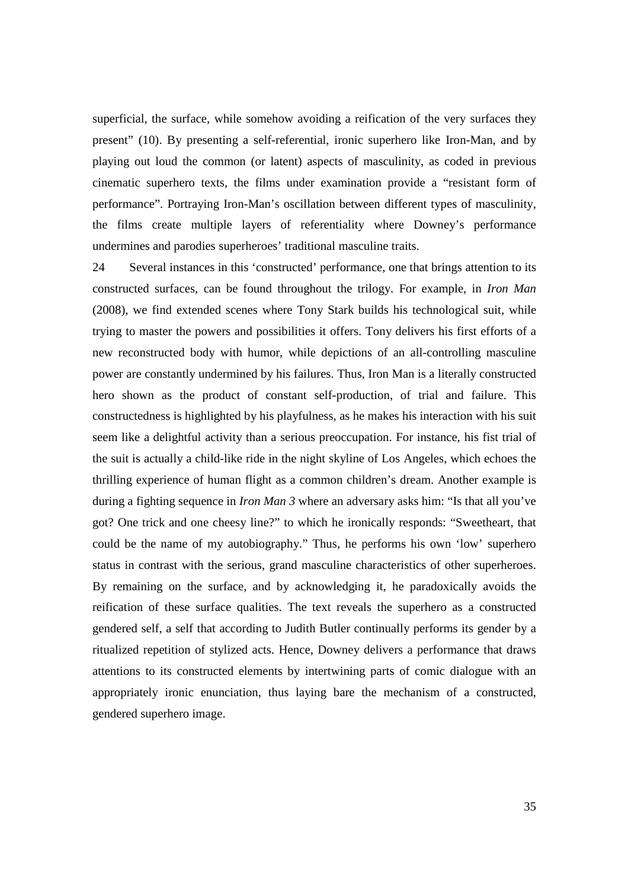superficial, the surface, while somehow avoiding a reification of the very surfaces they present" (10). By presenting a self-referential, ironic superhero like Iron-Man, and by playing out loud the common (or latent) aspects of masculinity, as coded in previous cinematic superhero texts, the films under examination provide a "resistant form of performance". Portraying Iron-Man's oscillation between different types of masculinity, the films create multiple layers of referentiality where Downey's performance undermines and parodies superheroes' traditional masculine traits.

24 Several instances in this 'constructed' performance, one that brings attention to its constructed surfaces, can be found throughout the trilogy. For example, in *Iron Man* (2008), we find extended scenes where Tony Stark builds his technological suit, while trying to master the powers and possibilities it offers. Tony delivers his first efforts of a new reconstructed body with humor, while depictions of an all-controlling masculine power are constantly undermined by his failures. Thus, Iron Man is a literally constructed hero shown as the product of constant self-production, of trial and failure. This constructedness is highlighted by his playfulness, as he makes his interaction with his suit seem like a delightful activity than a serious preoccupation. For instance, his fist trial of the suit is actually a child-like ride in the night skyline of Los Angeles, which echoes the thrilling experience of human flight as a common children's dream. Another example is during a fighting sequence in *Iron Man 3* where an adversary asks him: "Is that all you've got? One trick and one cheesy line?" to which he ironically responds: "Sweetheart, that could be the name of my autobiography." Thus, he performs his own 'low' superhero status in contrast with the serious, grand masculine characteristics of other superheroes. By remaining on the surface, and by acknowledging it, he paradoxically avoids the reification of these surface qualities. The text reveals the superhero as a constructed gendered self, a self that according to Judith Butler continually performs its gender by a ritualized repetition of stylized acts. Hence, Downey delivers a performance that draws attentions to its constructed elements by intertwining parts of comic dialogue with an appropriately ironic enunciation, thus laying bare the mechanism of a constructed, gendered superhero image.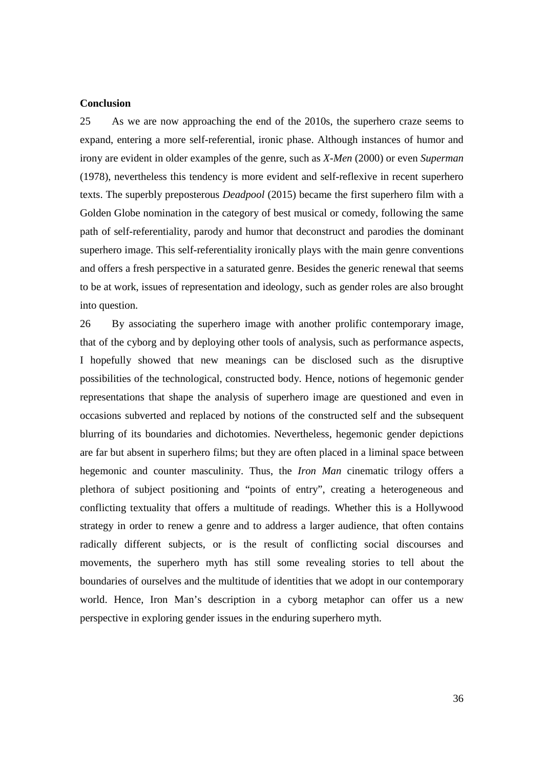**Conclusion**

25 As we are now approaching the end of the 2010s, the superhero craze seems to expand, entering a more self-referential, ironic phase. Although instances of humor and irony are evident in older examples of the genre, such as *X-Men* (2000) or even *Superman* (1978), nevertheless this tendency is more evident and self-reflexive in recent superhero texts. The superbly preposterous *Deadpool* (2015) became the first superhero film with a Golden Globe nomination in the category of best musical or comedy, following the same path of self-referentiality, parody and humor that deconstruct and parodies the dominant superhero image. This self-referentiality ironically plays with the main genre conventions and offers a fresh perspective in a saturated genre. Besides the generic renewal that seems to be at work, issues of representation and ideology, such as gender roles are also brought into question.

26 By associating the superhero image with another prolific contemporary image, that of the cyborg and by deploying other tools of analysis, such as performance aspects, I hopefully showed that new meanings can be disclosed such as the disruptive possibilities of the technological, constructed body. Hence, notions of hegemonic gender representations that shape the analysis of superhero image are questioned and even in occasions subverted and replaced by notions of the constructed self and the subsequent blurring of its boundaries and dichotomies. Nevertheless, hegemonic gender depictions are far but absent in superhero films; but they are often placed in a liminal space between hegemonic and counter masculinity. Thus, the *Iron Man* cinematic trilogy offers a plethora of subject positioning and "points of entry", creating a heterogeneous and conflicting textuality that offers a multitude of readings. Whether this is a Hollywood strategy in order to renew a genre and to address a larger audience, that often contains radically different subjects, or is the result of conflicting social discourses and movements, the superhero myth has still some revealing stories to tell about the boundaries of ourselves and the multitude of identities that we adopt in our contemporary world. Hence, Iron Man's description in a cyborg metaphor can offer us a new perspective in exploring gender issues in the enduring superhero myth.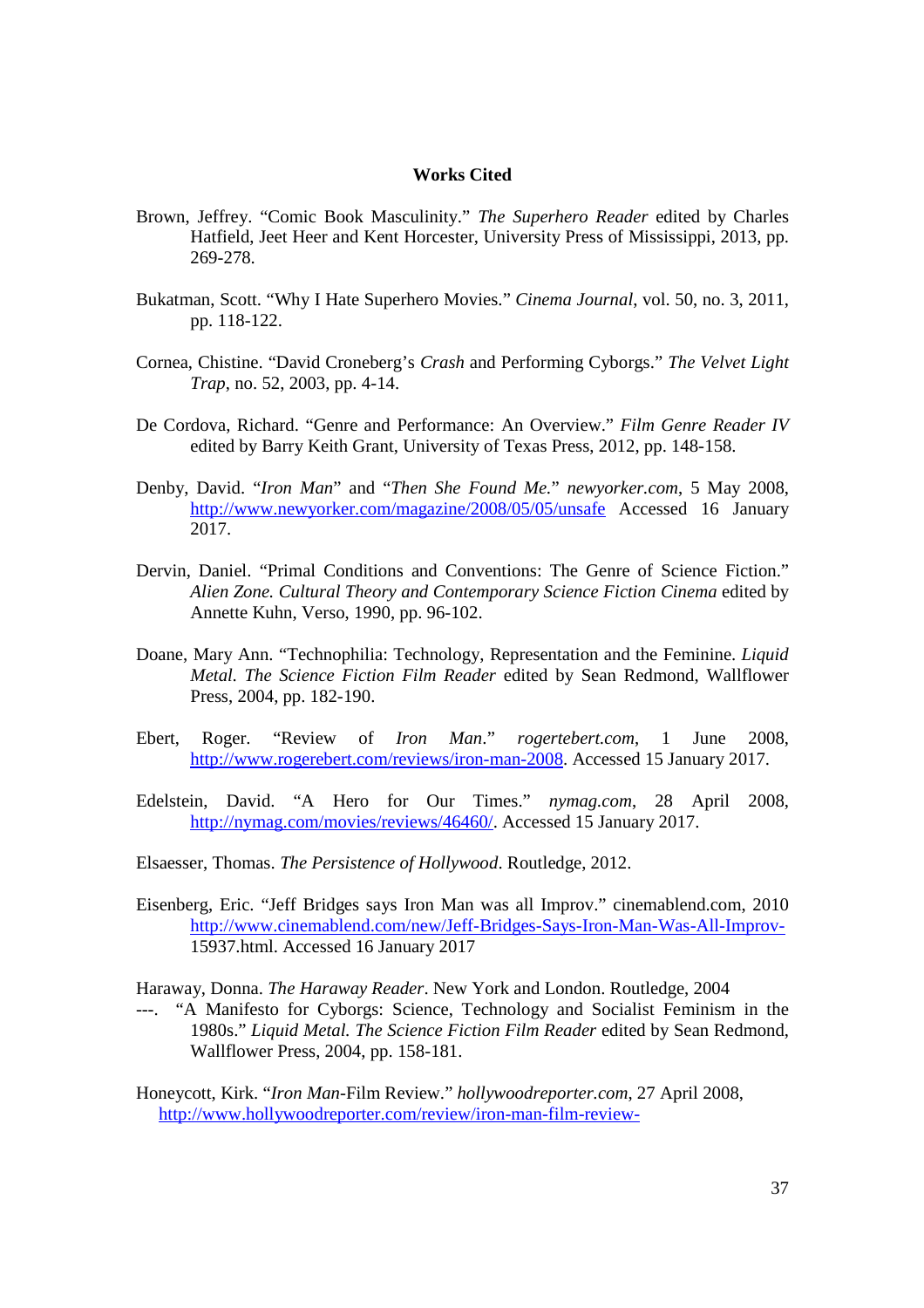**Works Cited**

Brown, Jeffrey. "Comic Book Masculinity." *The Superhero Reader* edited by Charles Hatfield, Jeet Heer and Kent Horcester, University Press of Mississippi, 2013, pp. 269-278.

Bukatman, Scott. "Why I Hate Superhero Movies." *Cinema Journal*, vol. 50, no. 3, 2011, pp. 118-122.

Cornea, Chistine. "David Croneberg's *Crash* and Performing Cyborgs." *The Velvet Light Trap*, no. 52, 2003, pp. 4-14.

De Cordova, Richard. "Genre and Performance: An Overview." *Film Genre Reader IV* edited by Barry Keith Grant, University of Texas Press, 2012, pp. 148-158.

Denby, David. "*Iron Man*" and "*Then She Found Me*." *newyorker.com*, 5 May 2008, http://www.newyorker.com/magazine/2008/05/05/unsafe Accessed 16 January 2017.

Dervin, Daniel. "Primal Conditions and Conventions: The Genre of Science Fiction." *Alien Zone. Cultural Theory and Contemporary Science Fiction Cinema* edited by Annette Kuhn, Verso, 1990, pp. 96-102.

Doane, Mary Ann. "Technophilia: Technology, Representation and the Feminine. *Liquid Metal. The Science Fiction Film Reader* edited by Sean Redmond, Wallflower Press, 2004, pp. 182-190.

Ebert, Roger. "Review of *Iron Man*." *rogertebert.com*, 1 June 2008, http://www.rogerebert.com/reviews/iron-man-2008. Accessed 15 January 2017.

Edelstein, David. "A Hero for Our Times." *nymag.com*, 28 April 2008, http://nymag.com/movies/reviews/46460/. Accessed 15 January 2017.

Elsaesser, Thomas. *The Persistence of Hollywood*. Routledge, 2012.

Eisenberg, Eric. "Jeff Bridges says Iron Man was all Improv." cinemablend.com, 2010 http://www.cinemablend.com/new/Jeff-Bridges-Says-Iron-Man-Was-All-Improv-15937.html. Accessed 16 January 2017

Haraway, Donna. *The Haraway Reader*. New York and London. Routledge, 2004

---. "A Manifesto for Cyborgs: Science, Technology and Socialist Feminism in the 1980s." *Liquid Metal. The Science Fiction Film Reader* edited by Sean Redmond, Wallflower Press, 2004, pp. 158-181.

Honeycott, Kirk. "*Iron Man*-Film Review." *hollywoodreporter.com*, 27 April 2008, http://www.hollywoodreporter.com/review/iron-man-film-review-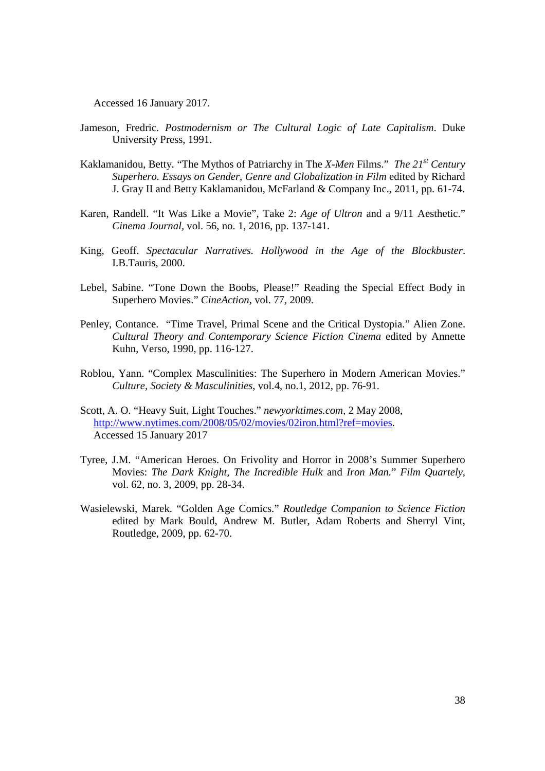Accessed 16 January 2017.

Jameson, Fredric. *Postmodernism or The Cultural Logic of Late Capitalism*. Duke University Press, 1991.

Kaklamanidou, Betty. "The Mythos of Patriarchy in The *X-Men* Films." *The 21st Century Superhero. Essays on Gender, Genre and Globalization in Film* edited by Richard J. Gray II and Betty Kaklamanidou, McFarland & Company Inc., 2011, pp. 61-74.

Karen, Randell. "It Was Like a Movie", Take 2: *Age of Ultron* and a 9/11 Aesthetic." *Cinema Journal*, vol. 56, no. 1, 2016, pp. 137-141.

King, Geoff. *Spectacular Narratives. Hollywood in the Age of the Blockbuster*. I.B.Tauris, 2000.

Lebel, Sabine. "Tone Down the Boobs, Please!" Reading the Special Effect Body in Superhero Movies." *CineAction*, vol. 77, 2009.

Penley, Contance. "Time Travel, Primal Scene and the Critical Dystopia." Alien Zone. *Cultural Theory and Contemporary Science Fiction Cinema* edited by Annette Kuhn, Verso, 1990, pp. 116-127.

Roblou, Yann. "Complex Masculinities: The Superhero in Modern American Movies." *Culture, Society & Masculinities*, vol.4, no.1, 2012, pp. 76-91.

Scott, A. O. "Heavy Suit, Light Touches." *newyorktimes.com*, 2 May 2008, http://www.nytimes.com/2008/05/02/movies/02iron.html?ref=movies. Accessed 15 January 2017

Tyree, J.M. "American Heroes. On Frivolity and Horror in 2008's Summer Superhero Movies: *The Dark Knight*, *The Incredible Hulk* and *Iron Man.*" *Film Quartely*, vol. 62, no. 3, 2009, pp. 28-34.

Wasielewski, Marek. "Golden Age Comics." *Routledge Companion to Science Fiction* edited by Mark Bould, Andrew M. Butler, Adam Roberts and Sherryl Vint, Routledge, 2009, pp. 62-70.